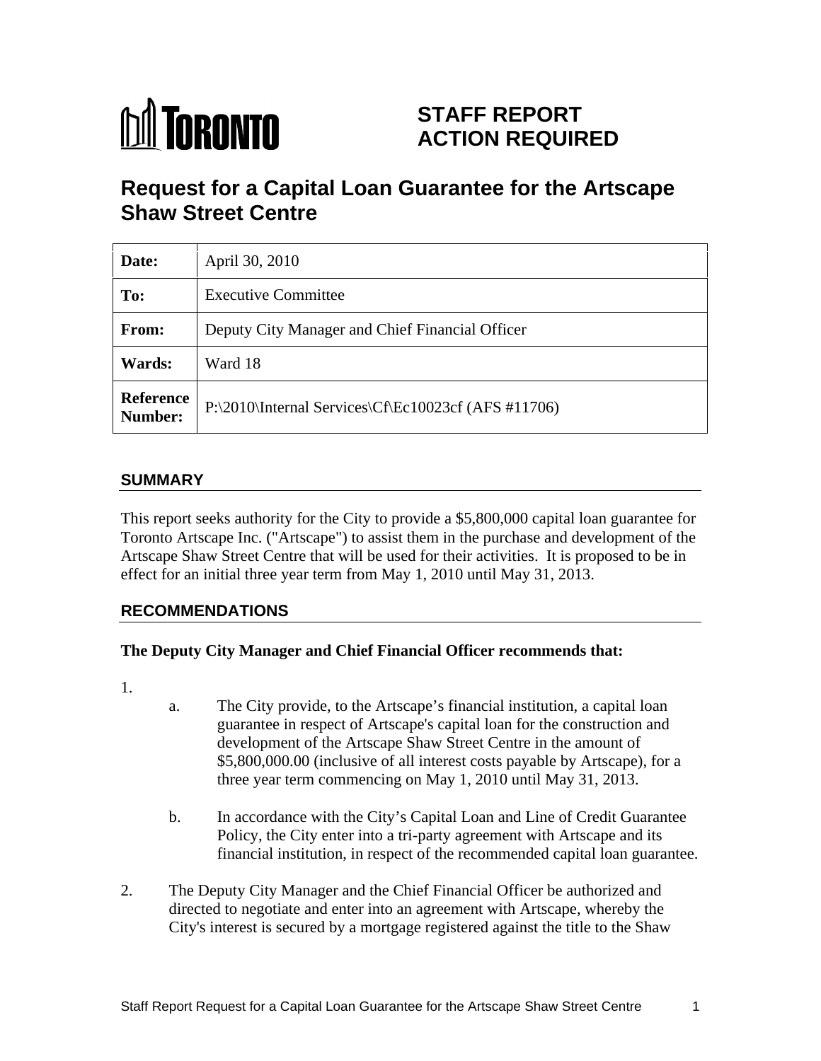TORONTO

# STAFF REPORT ACTION REQUIRED

# Request for a Capital Loan Guarantee for the Artscape Shaw Street Centre

| | |
|---|---|
| **Date:** | April 30, 2010 |
| **To:** | Executive Committee |
| **From:** | Deputy City Manager and Chief Financial Officer |
| **Wards:** | Ward 18 |
| **Reference Number:** | P:\2010\Internal Services\Cf\Ec10023cf (AFS #11706) |

## SUMMARY

This report seeks authority for the City to provide a $5,800,000 capital loan guarantee for Toronto Artscape Inc. ("Artscape") to assist them in the purchase and development of the Artscape Shaw Street Centre that will be used for their activities. It is proposed to be in effect for an initial three year term from May 1, 2010 until May 31, 2013.

## RECOMMENDATIONS

**The Deputy City Manager and Chief Financial Officer recommends that:**

1.
   a. The City provide, to the Artscape's financial institution, a capital loan guarantee in respect of Artscape's capital loan for the construction and development of the Artscape Shaw Street Centre in the amount of $5,800,000.00 (inclusive of all interest costs payable by Artscape), for a three year term commencing on May 1, 2010 until May 31, 2013.

   b. In accordance with the City's Capital Loan and Line of Credit Guarantee Policy, the City enter into a tri-party agreement with Artscape and its financial institution, in respect of the recommended capital loan guarantee.

2. The Deputy City Manager and the Chief Financial Officer be authorized and directed to negotiate and enter into an agreement with Artscape, whereby the City's interest is secured by a mortgage registered against the title to the Shaw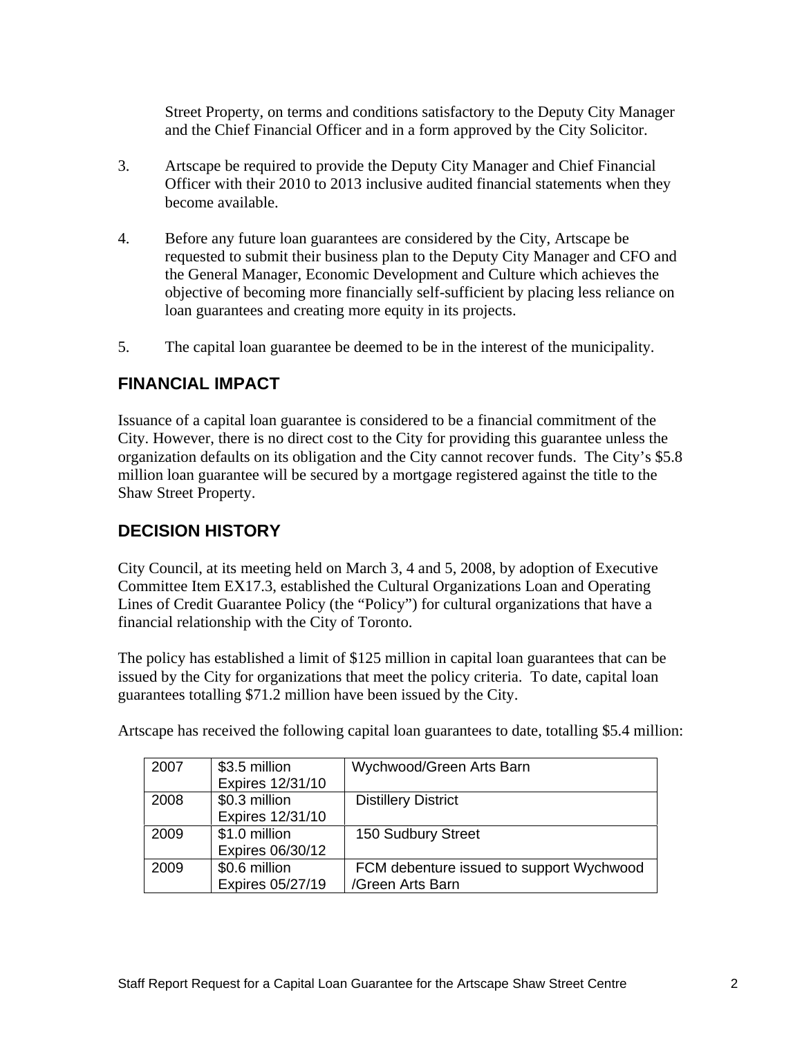Street Property, on terms and conditions satisfactory to the Deputy City Manager and the Chief Financial Officer and in a form approved by the City Solicitor.

3. Artscape be required to provide the Deputy City Manager and Chief Financial Officer with their 2010 to 2013 inclusive audited financial statements when they become available.

4. Before any future loan guarantees are considered by the City, Artscape be requested to submit their business plan to the Deputy City Manager and CFO and the General Manager, Economic Development and Culture which achieves the objective of becoming more financially self-sufficient by placing less reliance on loan guarantees and creating more equity in its projects.

5. The capital loan guarantee be deemed to be in the interest of the municipality.

## FINANCIAL IMPACT

Issuance of a capital loan guarantee is considered to be a financial commitment of the City. However, there is no direct cost to the City for providing this guarantee unless the organization defaults on its obligation and the City cannot recover funds. The City's $5.8 million loan guarantee will be secured by a mortgage registered against the title to the Shaw Street Property.

## DECISION HISTORY

City Council, at its meeting held on March 3, 4 and 5, 2008, by adoption of Executive Committee Item EX17.3, established the Cultural Organizations Loan and Operating Lines of Credit Guarantee Policy (the "Policy") for cultural organizations that have a financial relationship with the City of Toronto.

The policy has established a limit of $125 million in capital loan guarantees that can be issued by the City for organizations that meet the policy criteria. To date, capital loan guarantees totalling $71.2 million have been issued by the City.

Artscape has received the following capital loan guarantees to date, totalling $5.4 million:

| | | |
|---|---|---|
| 2007 | $3.5 million Expires 12/31/10 | Wychwood/Green Arts Barn |
| 2008 | $0.3 million Expires 12/31/10 | Distillery District |
| 2009 | $1.0 million Expires 06/30/12 | 150 Sudbury Street |
| 2009 | $0.6 million Expires 05/27/19 | FCM debenture issued to support Wychwood /Green Arts Barn |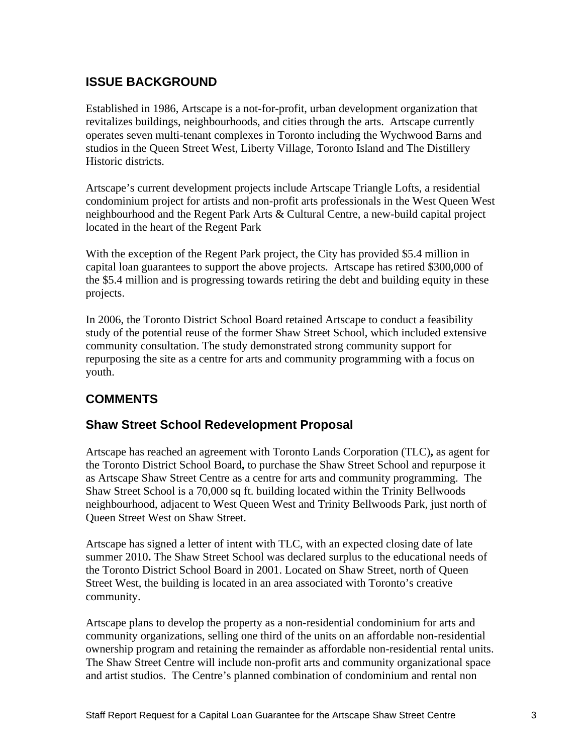## ISSUE BACKGROUND

Established in 1986, Artscape is a not-for-profit, urban development organization that revitalizes buildings, neighbourhoods, and cities through the arts. Artscape currently operates seven multi-tenant complexes in Toronto including the Wychwood Barns and studios in the Queen Street West, Liberty Village, Toronto Island and The Distillery Historic districts.

Artscape's current development projects include Artscape Triangle Lofts, a residential condominium project for artists and non-profit arts professionals in the West Queen West neighbourhood and the Regent Park Arts & Cultural Centre, a new-build capital project located in the heart of the Regent Park

With the exception of the Regent Park project, the City has provided $5.4 million in capital loan guarantees to support the above projects. Artscape has retired $300,000 of the $5.4 million and is progressing towards retiring the debt and building equity in these projects.

In 2006, the Toronto District School Board retained Artscape to conduct a feasibility study of the potential reuse of the former Shaw Street School, which included extensive community consultation. The study demonstrated strong community support for repurposing the site as a centre for arts and community programming with a focus on youth.

## COMMENTS

### Shaw Street School Redevelopment Proposal

Artscape has reached an agreement with Toronto Lands Corporation (TLC)**,** as agent for the Toronto District School Board**,** to purchase the Shaw Street School and repurpose it as Artscape Shaw Street Centre as a centre for arts and community programming. The Shaw Street School is a 70,000 sq ft. building located within the Trinity Bellwoods neighbourhood, adjacent to West Queen West and Trinity Bellwoods Park, just north of Queen Street West on Shaw Street.

Artscape has signed a letter of intent with TLC, with an expected closing date of late summer 2010**.** The Shaw Street School was declared surplus to the educational needs of the Toronto District School Board in 2001. Located on Shaw Street, north of Queen Street West, the building is located in an area associated with Toronto's creative community.

Artscape plans to develop the property as a non-residential condominium for arts and community organizations, selling one third of the units on an affordable non-residential ownership program and retaining the remainder as affordable non-residential rental units. The Shaw Street Centre will include non-profit arts and community organizational space and artist studios. The Centre's planned combination of condominium and rental non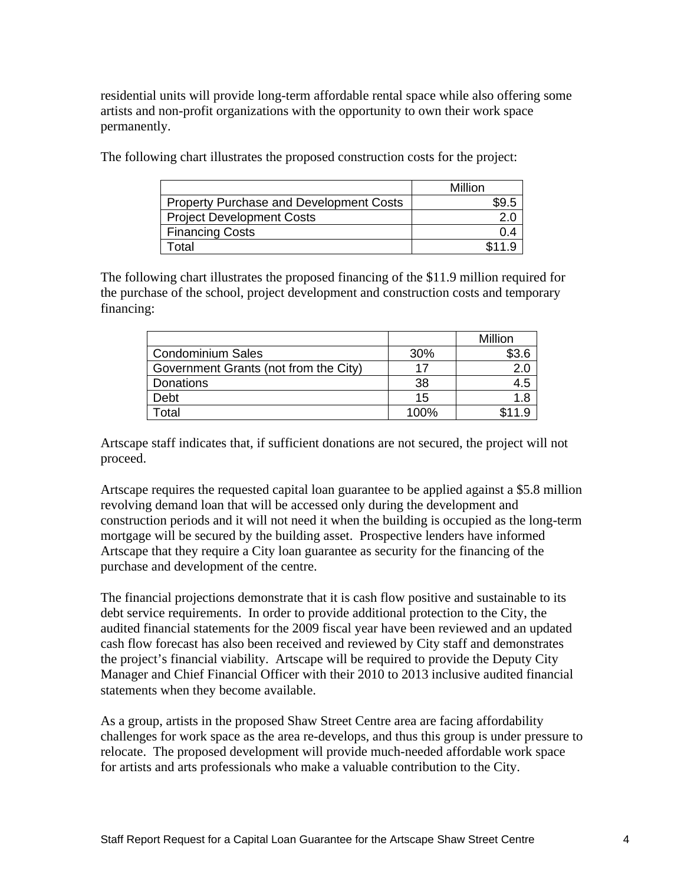residential units will provide long-term affordable rental space while also offering some artists and non-profit organizations with the opportunity to own their work space permanently.

The following chart illustrates the proposed construction costs for the project:

| | Million |
|---|---:|
| Property Purchase and Development Costs | $9.5 |
| Project Development Costs | 2.0 |
| Financing Costs | 0.4 |
| Total | $11.9 |

The following chart illustrates the proposed financing of the $11.9 million required for the purchase of the school, project development and construction costs and temporary financing:

| | | Million |
|---|:---:|---:|
| Condominium Sales | 30% | $3.6 |
| Government Grants (not from the City) | 17 | 2.0 |
| Donations | 38 | 4.5 |
| Debt | 15 | 1.8 |
| Total | 100% | $11.9 |

Artscape staff indicates that, if sufficient donations are not secured, the project will not proceed.

Artscape requires the requested capital loan guarantee to be applied against a $5.8 million revolving demand loan that will be accessed only during the development and construction periods and it will not need it when the building is occupied as the long-term mortgage will be secured by the building asset. Prospective lenders have informed Artscape that they require a City loan guarantee as security for the financing of the purchase and development of the centre.

The financial projections demonstrate that it is cash flow positive and sustainable to its debt service requirements. In order to provide additional protection to the City, the audited financial statements for the 2009 fiscal year have been reviewed and an updated cash flow forecast has also been received and reviewed by City staff and demonstrates the project's financial viability. Artscape will be required to provide the Deputy City Manager and Chief Financial Officer with their 2010 to 2013 inclusive audited financial statements when they become available.

As a group, artists in the proposed Shaw Street Centre area are facing affordability challenges for work space as the area re-develops, and thus this group is under pressure to relocate. The proposed development will provide much-needed affordable work space for artists and arts professionals who make a valuable contribution to the City.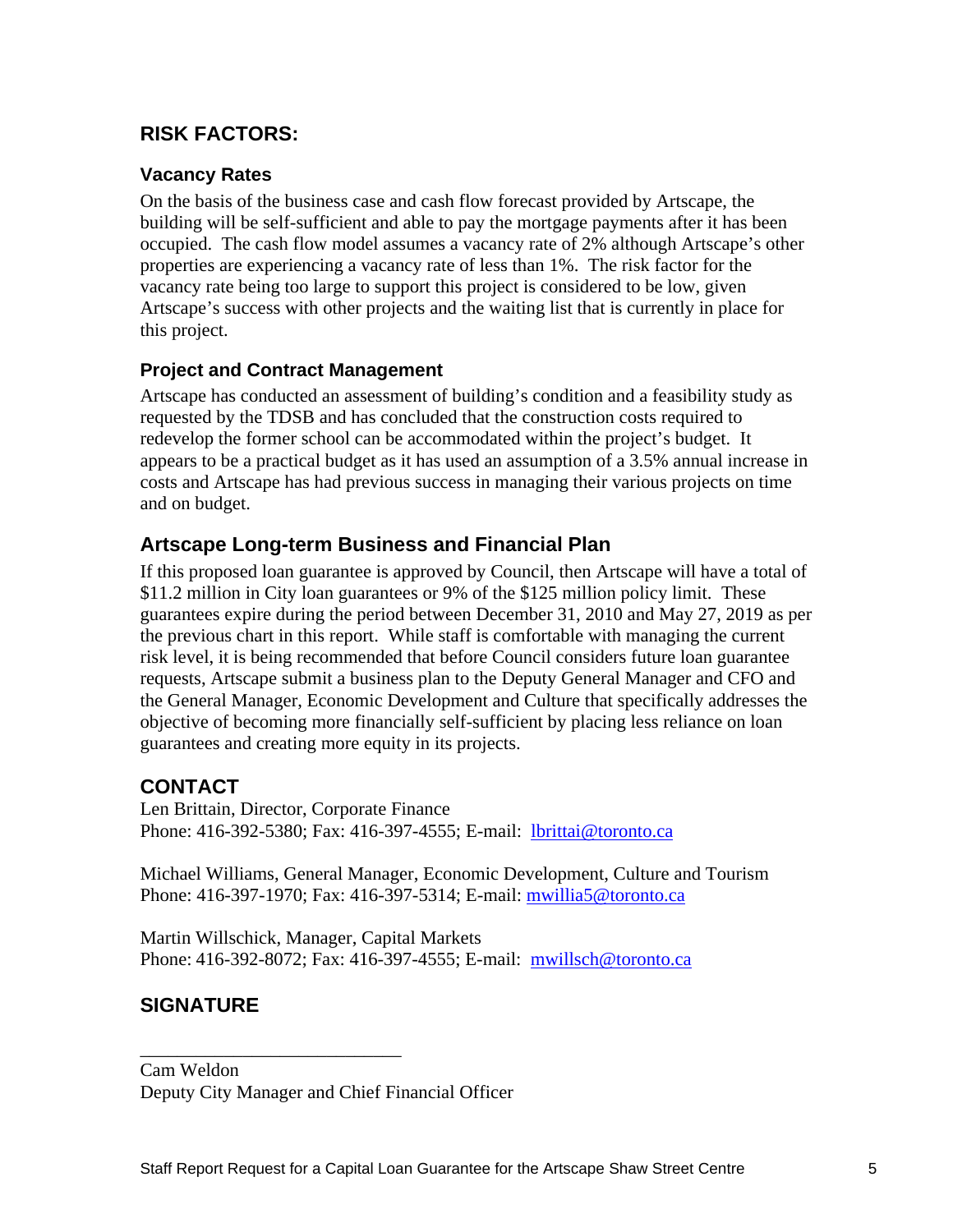## RISK FACTORS:

### Vacancy Rates

On the basis of the business case and cash flow forecast provided by Artscape, the building will be self-sufficient and able to pay the mortgage payments after it has been occupied. The cash flow model assumes a vacancy rate of 2% although Artscape's other properties are experiencing a vacancy rate of less than 1%. The risk factor for the vacancy rate being too large to support this project is considered to be low, given Artscape's success with other projects and the waiting list that is currently in place for this project.

### Project and Contract Management

Artscape has conducted an assessment of building's condition and a feasibility study as requested by the TDSB and has concluded that the construction costs required to redevelop the former school can be accommodated within the project's budget. It appears to be a practical budget as it has used an assumption of a 3.5% annual increase in costs and Artscape has had previous success in managing their various projects on time and on budget.

## Artscape Long-term Business and Financial Plan

If this proposed loan guarantee is approved by Council, then Artscape will have a total of $11.2 million in City loan guarantees or 9% of the $125 million policy limit. These guarantees expire during the period between December 31, 2010 and May 27, 2019 as per the previous chart in this report. While staff is comfortable with managing the current risk level, it is being recommended that before Council considers future loan guarantee requests, Artscape submit a business plan to the Deputy General Manager and CFO and the General Manager, Economic Development and Culture that specifically addresses the objective of becoming more financially self-sufficient by placing less reliance on loan guarantees and creating more equity in its projects.

## CONTACT

Len Brittain, Director, Corporate Finance
Phone: 416-392-5380; Fax: 416-397-4555; E-mail: lbrittai@toronto.ca

Michael Williams, General Manager, Economic Development, Culture and Tourism
Phone: 416-397-1970; Fax: 416-397-5314; E-mail: mwillia5@toronto.ca

Martin Willschick, Manager, Capital Markets
Phone: 416-392-8072; Fax: 416-397-4555; E-mail: mwillsch@toronto.ca

## SIGNATURE

_______________________________

Cam Weldon
Deputy City Manager and Chief Financial Officer